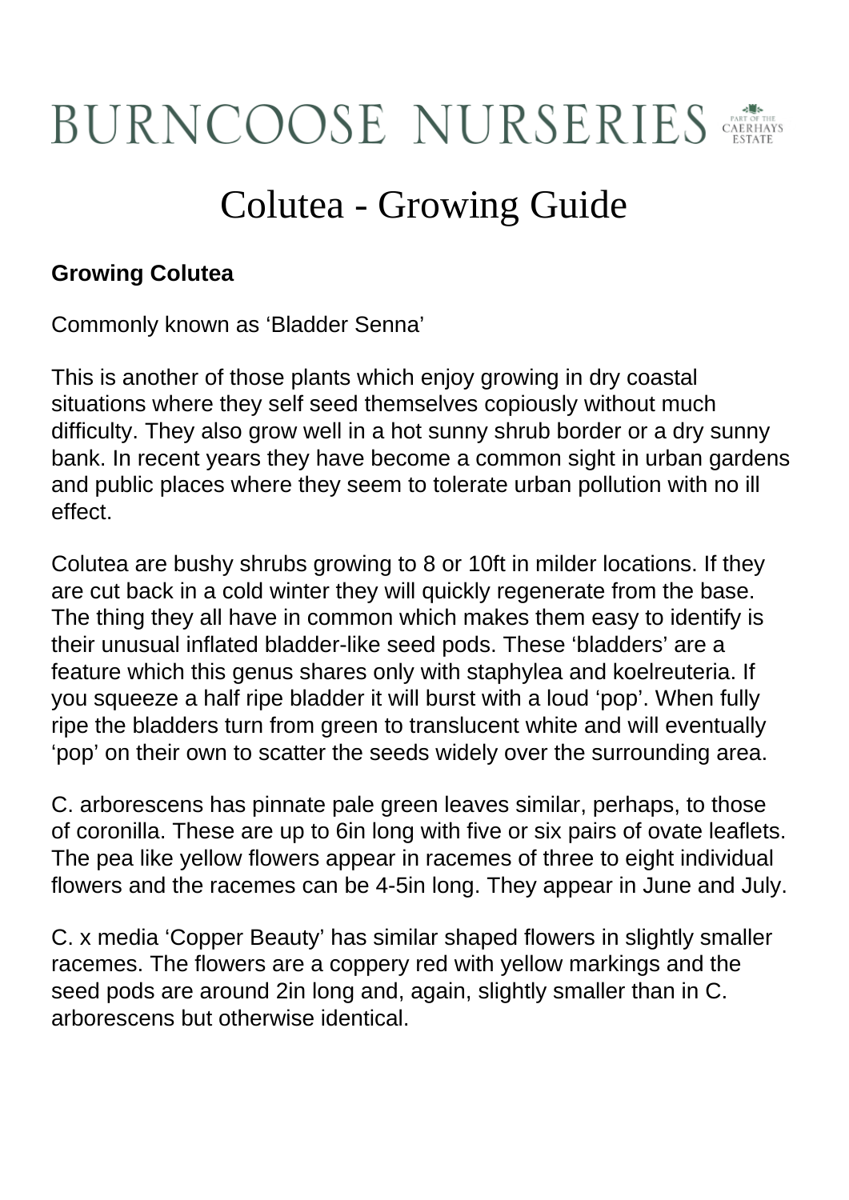# BURNCOOSE NURSERIES

PART OF THE CAERHAYS ESTATE

## Colutea - Growing Guide

**Growing Colutea**

Commonly known as 'Bladder Senna'

This is another of those plants which enjoy growing in dry coastal situations where they self seed themselves copiously without much difficulty. They also grow well in a hot sunny shrub border or a dry sunny bank. In recent years they have become a common sight in urban gardens and public places where they seem to tolerate urban pollution with no ill effect.

Colutea are bushy shrubs growing to 8 or 10ft in milder locations. If they are cut back in a cold winter they will quickly regenerate from the base. The thing they all have in common which makes them easy to identify is their unusual inflated bladder-like seed pods. These 'bladders' are a feature which this genus shares only with staphylea and koelreuteria. If you squeeze a half ripe bladder it will burst with a loud 'pop'. When fully ripe the bladders turn from green to translucent white and will eventually 'pop' on their own to scatter the seeds widely over the surrounding area.

C. arborescens has pinnate pale green leaves similar, perhaps, to those of coronilla. These are up to 6in long with five or six pairs of ovate leaflets. The pea like yellow flowers appear in racemes of three to eight individual flowers and the racemes can be 4-5in long. They appear in June and July.

C. x media 'Copper Beauty' has similar shaped flowers in slightly smaller racemes. The flowers are a coppery red with yellow markings and the seed pods are around 2in long and, again, slightly smaller than in C. arborescens but otherwise identical.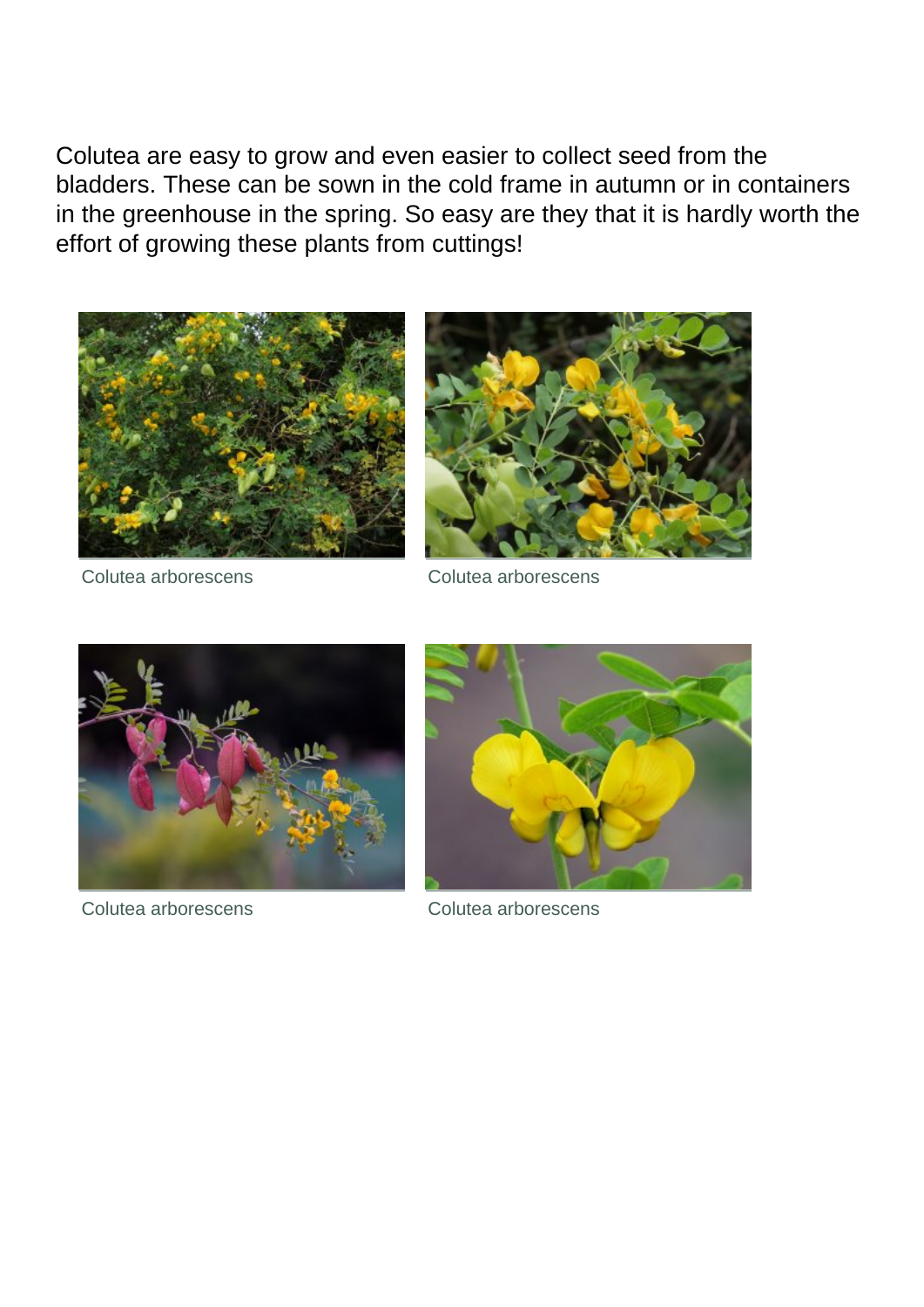Colutea are easy to grow and even easier to collect seed from the bladders. These can be sown in the cold frame in autumn or in containers in the greenhouse in the spring. So easy are they that it is hardly worth the effort of growing these plants from cuttings!

Colutea arborescens

Colutea arborescens

Colutea arborescens

Colutea arborescens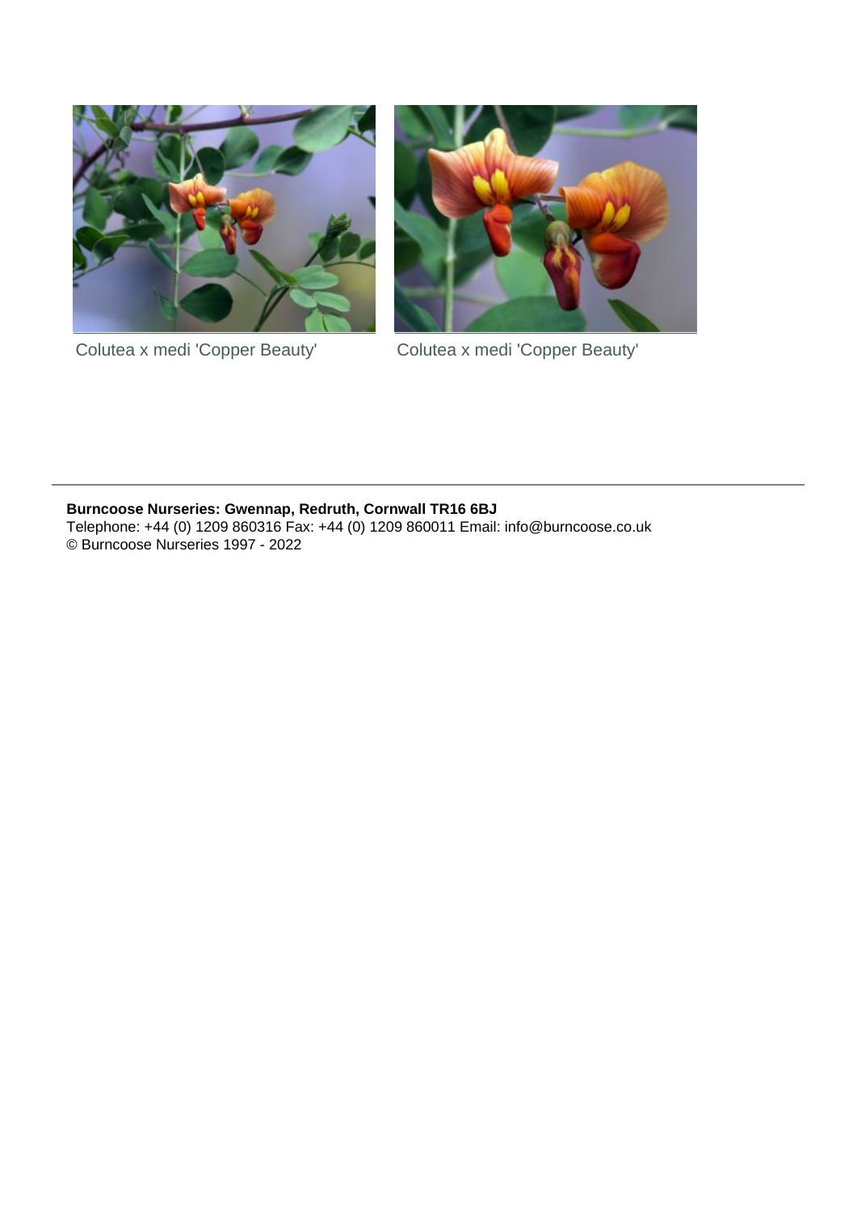Colutea x medi 'Copper Beauty'

Colutea x medi 'Copper Beauty'

**Burncoose Nurseries: Gwennap, Redruth, Cornwall TR16 6BJ**
Telephone: +44 (0) 1209 860316 Fax: +44 (0) 1209 860011 Email: info@burncoose.co.uk
© Burncoose Nurseries 1997 - 2022